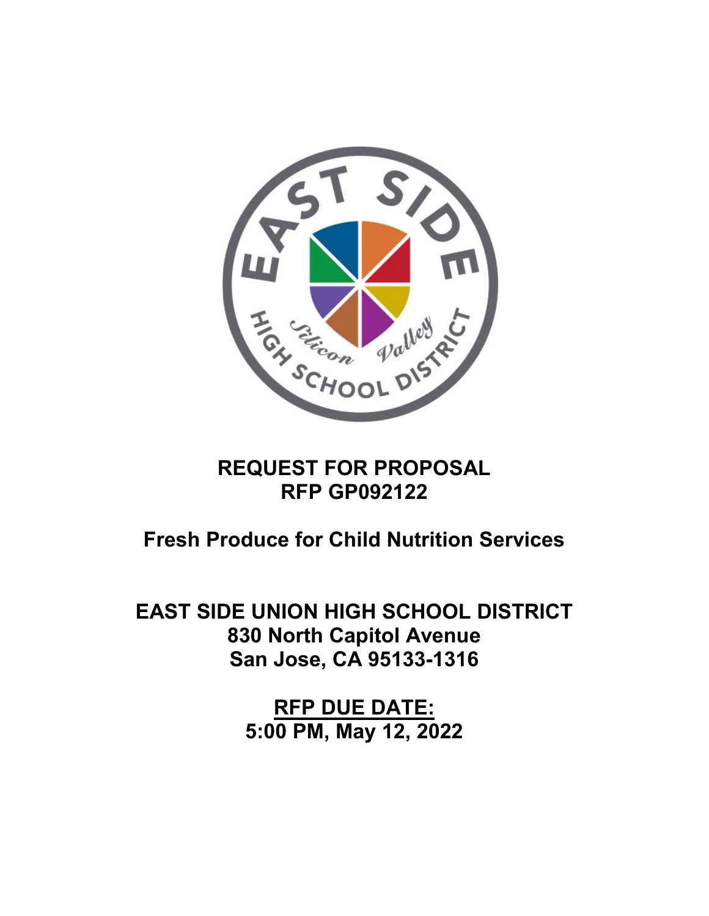# REQUEST FOR PROPOSAL
# RFP GP092122

## Fresh Produce for Child Nutrition Services

## EAST SIDE UNION HIGH SCHOOL DISTRICT
**830 North Capitol Avenue**
**San Jose, CA 95133-1316**

**RFP DUE DATE:**
**5:00 PM, May 12, 2022**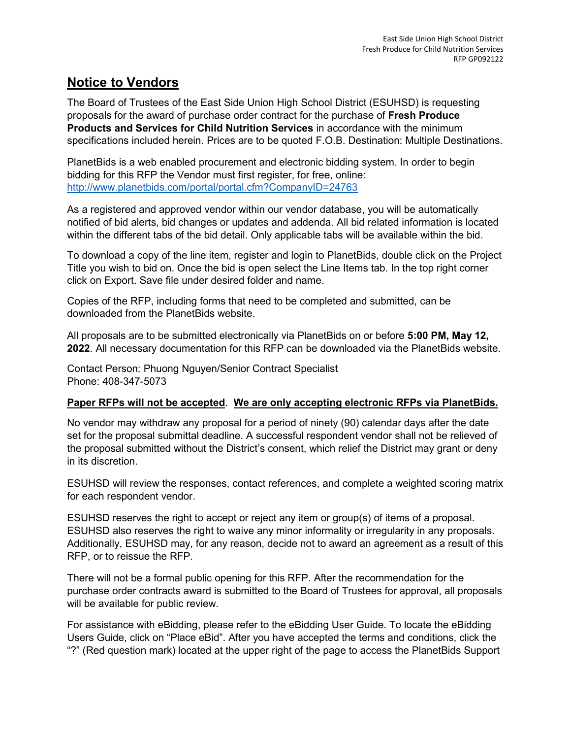## **Notice to Vendors**

The Board of Trustees of the East Side Union High School District (ESUHSD) is requesting proposals for the award of purchase order contract for the purchase of **Fresh Produce Products and Services for Child Nutrition Services** in accordance with the minimum specifications included herein. Prices are to be quoted F.O.B. Destination: Multiple Destinations.

PlanetBids is a web enabled procurement and electronic bidding system. In order to begin bidding for this RFP the Vendor must first register, for free, online: http://www.planetbids.com/portal/portal.cfm?CompanyID=24763

As a registered and approved vendor within our vendor database, you will be automatically notified of bid alerts, bid changes or updates and addenda. All bid related information is located within the different tabs of the bid detail. Only applicable tabs will be available within the bid.

To download a copy of the line item, register and login to PlanetBids, double click on the Project Title you wish to bid on. Once the bid is open select the Line Items tab. In the top right corner click on Export. Save file under desired folder and name.

Copies of the RFP, including forms that need to be completed and submitted, can be downloaded from the PlanetBids website.

All proposals are to be submitted electronically via PlanetBids on or before **5:00 PM, May 12, 2022**. All necessary documentation for this RFP can be downloaded via the PlanetBids website.

Contact Person: Phuong Nguyen/Senior Contract Specialist
Phone: 408-347-5073

**Paper RFPs will not be accepted**. **We are only accepting electronic RFPs via PlanetBids.**

No vendor may withdraw any proposal for a period of ninety (90) calendar days after the date set for the proposal submittal deadline. A successful respondent vendor shall not be relieved of the proposal submitted without the District's consent, which relief the District may grant or deny in its discretion.

ESUHSD will review the responses, contact references, and complete a weighted scoring matrix for each respondent vendor.

ESUHSD reserves the right to accept or reject any item or group(s) of items of a proposal. ESUHSD also reserves the right to waive any minor informality or irregularity in any proposals. Additionally, ESUHSD may, for any reason, decide not to award an agreement as a result of this RFP, or to reissue the RFP.

There will not be a formal public opening for this RFP. After the recommendation for the purchase order contracts award is submitted to the Board of Trustees for approval, all proposals will be available for public review.

For assistance with eBidding, please refer to the eBidding User Guide. To locate the eBidding Users Guide, click on "Place eBid". After you have accepted the terms and conditions, click the "?" (Red question mark) located at the upper right of the page to access the PlanetBids Support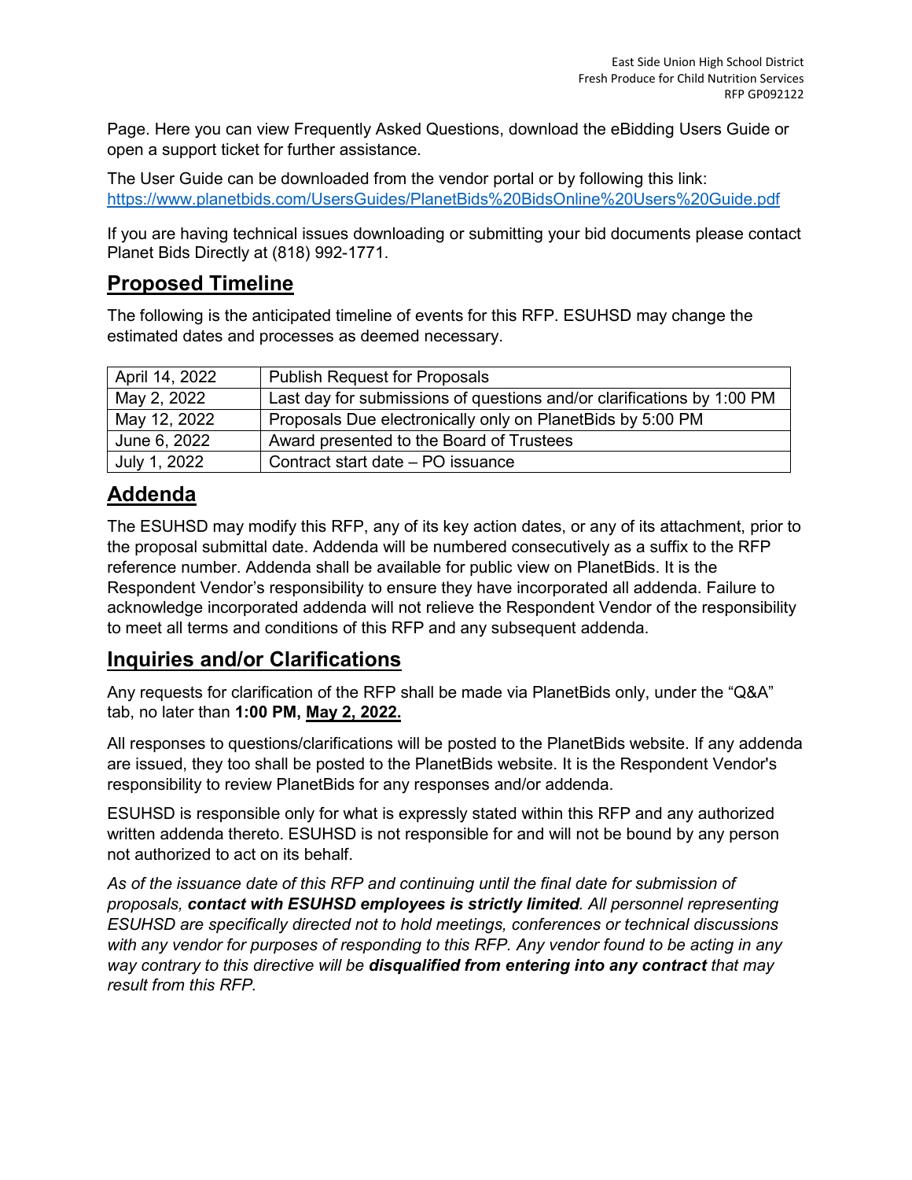Page. Here you can view Frequently Asked Questions, download the eBidding Users Guide or open a support ticket for further assistance.

The User Guide can be downloaded from the vendor portal or by following this link: https://www.planetbids.com/UsersGuides/PlanetBids%20BidsOnline%20Users%20Guide.pdf

If you are having technical issues downloading or submitting your bid documents please contact Planet Bids Directly at (818) 992-1771.

## Proposed Timeline

The following is the anticipated timeline of events for this RFP. ESUHSD may change the estimated dates and processes as deemed necessary.

| Date | Event |
|---|---|
| April 14, 2022 | Publish Request for Proposals |
| May 2, 2022 | Last day for submissions of questions and/or clarifications by 1:00 PM |
| May 12, 2022 | Proposals Due electronically only on PlanetBids by 5:00 PM |
| June 6, 2022 | Award presented to the Board of Trustees |
| July 1, 2022 | Contract start date – PO issuance |

## Addenda

The ESUHSD may modify this RFP, any of its key action dates, or any of its attachment, prior to the proposal submittal date. Addenda will be numbered consecutively as a suffix to the RFP reference number. Addenda shall be available for public view on PlanetBids. It is the Respondent Vendor's responsibility to ensure they have incorporated all addenda. Failure to acknowledge incorporated addenda will not relieve the Respondent Vendor of the responsibility to meet all terms and conditions of this RFP and any subsequent addenda.

## Inquiries and/or Clarifications

Any requests for clarification of the RFP shall be made via PlanetBids only, under the "Q&A" tab, no later than **1:00 PM, May 2, 2022.**

All responses to questions/clarifications will be posted to the PlanetBids website. If any addenda are issued, they too shall be posted to the PlanetBids website. It is the Respondent Vendor's responsibility to review PlanetBids for any responses and/or addenda.

ESUHSD is responsible only for what is expressly stated within this RFP and any authorized written addenda thereto. ESUHSD is not responsible for and will not be bound by any person not authorized to act on its behalf.

*As of the issuance date of this RFP and continuing until the final date for submission of proposals, **contact with ESUHSD employees is strictly limited**. All personnel representing ESUHSD are specifically directed not to hold meetings, conferences or technical discussions with any vendor for purposes of responding to this RFP. Any vendor found to be acting in any way contrary to this directive will be **disqualified from entering into any contract** that may result from this RFP.*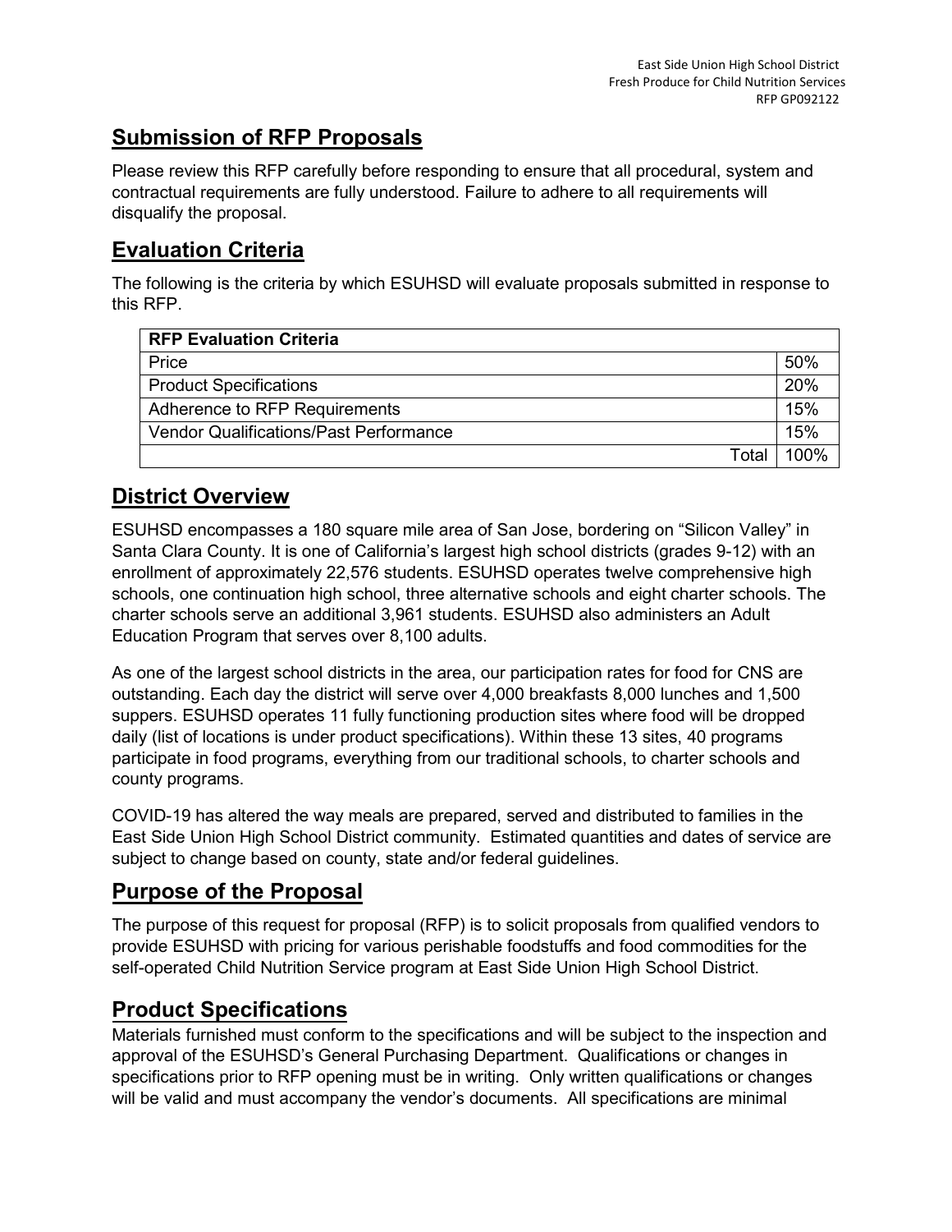## Submission of RFP Proposals

Please review this RFP carefully before responding to ensure that all procedural, system and contractual requirements are fully understood. Failure to adhere to all requirements will disqualify the proposal.

## Evaluation Criteria

The following is the criteria by which ESUHSD will evaluate proposals submitted in response to this RFP.

| RFP Evaluation Criteria | |
|---|---|
| Price | 50% |
| Product Specifications | 20% |
| Adherence to RFP Requirements | 15% |
| Vendor Qualifications/Past Performance | 15% |
| Total | 100% |

## District Overview

ESUHSD encompasses a 180 square mile area of San Jose, bordering on "Silicon Valley" in Santa Clara County. It is one of California's largest high school districts (grades 9-12) with an enrollment of approximately 22,576 students. ESUHSD operates twelve comprehensive high schools, one continuation high school, three alternative schools and eight charter schools. The charter schools serve an additional 3,961 students. ESUHSD also administers an Adult Education Program that serves over 8,100 adults.

As one of the largest school districts in the area, our participation rates for food for CNS are outstanding. Each day the district will serve over 4,000 breakfasts 8,000 lunches and 1,500 suppers. ESUHSD operates 11 fully functioning production sites where food will be dropped daily (list of locations is under product specifications). Within these 13 sites, 40 programs participate in food programs, everything from our traditional schools, to charter schools and county programs.

COVID-19 has altered the way meals are prepared, served and distributed to families in the East Side Union High School District community. Estimated quantities and dates of service are subject to change based on county, state and/or federal guidelines.

## Purpose of the Proposal

The purpose of this request for proposal (RFP) is to solicit proposals from qualified vendors to provide ESUHSD with pricing for various perishable foodstuffs and food commodities for the self-operated Child Nutrition Service program at East Side Union High School District.

## Product Specifications

Materials furnished must conform to the specifications and will be subject to the inspection and approval of the ESUHSD's General Purchasing Department. Qualifications or changes in specifications prior to RFP opening must be in writing. Only written qualifications or changes will be valid and must accompany the vendor's documents. All specifications are minimal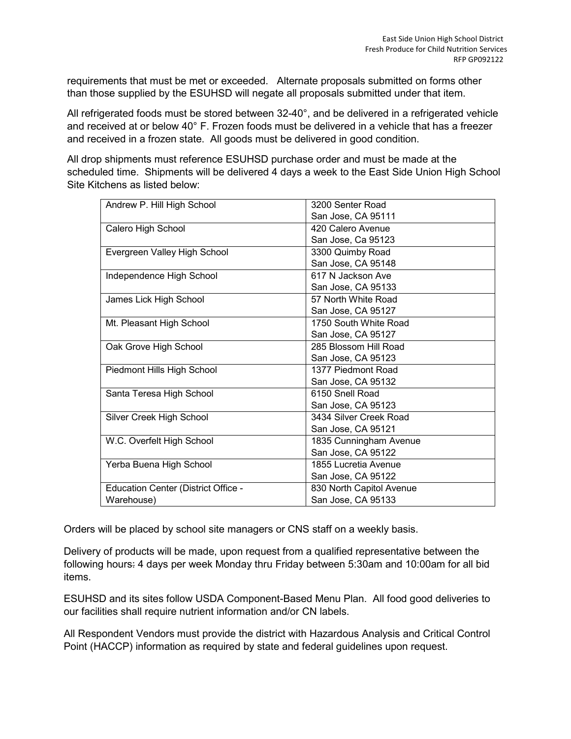requirements that must be met or exceeded. Alternate proposals submitted on forms other than those supplied by the ESUHSD will negate all proposals submitted under that item.

All refrigerated foods must be stored between 32-40°, and be delivered in a refrigerated vehicle and received at or below 40° F. Frozen foods must be delivered in a vehicle that has a freezer and received in a frozen state. All goods must be delivered in good condition.

All drop shipments must reference ESUHSD purchase order and must be made at the scheduled time. Shipments will be delivered 4 days a week to the East Side Union High School Site Kitchens as listed below:

| School | Address |
|---|---|
| Andrew P. Hill High School | 3200 Senter Road<br>San Jose, CA 95111 |
| Calero High School | 420 Calero Avenue<br>San Jose, Ca 95123 |
| Evergreen Valley High School | 3300 Quimby Road<br>San Jose, CA 95148 |
| Independence High School | 617 N Jackson Ave<br>San Jose, CA 95133 |
| James Lick High School | 57 North White Road<br>San Jose, CA 95127 |
| Mt. Pleasant High School | 1750 South White Road<br>San Jose, CA 95127 |
| Oak Grove High School | 285 Blossom Hill Road<br>San Jose, CA 95123 |
| Piedmont Hills High School | 1377 Piedmont Road<br>San Jose, CA 95132 |
| Santa Teresa High School | 6150 Snell Road<br>San Jose, CA 95123 |
| Silver Creek High School | 3434 Silver Creek Road<br>San Jose, CA 95121 |
| W.C. Overfelt High School | 1835 Cunningham Avenue<br>San Jose, CA 95122 |
| Yerba Buena High School | 1855 Lucretia Avenue<br>San Jose, CA 95122 |
| Education Center (District Office - Warehouse) | 830 North Capitol Avenue<br>San Jose, CA 95133 |

Orders will be placed by school site managers or CNS staff on a weekly basis.

Delivery of products will be made, upon request from a qualified representative between the following hours: 4 days per week Monday thru Friday between 5:30am and 10:00am for all bid items.

ESUHSD and its sites follow USDA Component-Based Menu Plan. All food good deliveries to our facilities shall require nutrient information and/or CN labels.

All Respondent Vendors must provide the district with Hazardous Analysis and Critical Control Point (HACCP) information as required by state and federal guidelines upon request.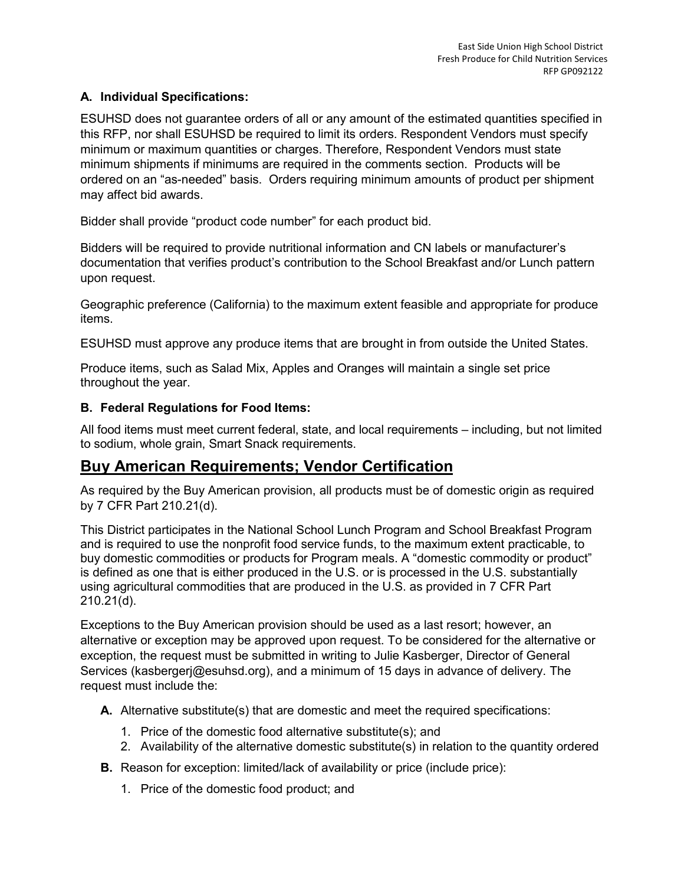### A. Individual Specifications:

ESUHSD does not guarantee orders of all or any amount of the estimated quantities specified in this RFP, nor shall ESUHSD be required to limit its orders. Respondent Vendors must specify minimum or maximum quantities or charges. Therefore, Respondent Vendors must state minimum shipments if minimums are required in the comments section. Products will be ordered on an "as-needed" basis. Orders requiring minimum amounts of product per shipment may affect bid awards.

Bidder shall provide "product code number" for each product bid.

Bidders will be required to provide nutritional information and CN labels or manufacturer's documentation that verifies product's contribution to the School Breakfast and/or Lunch pattern upon request.

Geographic preference (California) to the maximum extent feasible and appropriate for produce items.

ESUHSD must approve any produce items that are brought in from outside the United States.

Produce items, such as Salad Mix, Apples and Oranges will maintain a single set price throughout the year.

### B. Federal Regulations for Food Items:

All food items must meet current federal, state, and local requirements – including, but not limited to sodium, whole grain, Smart Snack requirements.

## Buy American Requirements; Vendor Certification

As required by the Buy American provision, all products must be of domestic origin as required by 7 CFR Part 210.21(d).

This District participates in the National School Lunch Program and School Breakfast Program and is required to use the nonprofit food service funds, to the maximum extent practicable, to buy domestic commodities or products for Program meals. A "domestic commodity or product" is defined as one that is either produced in the U.S. or is processed in the U.S. substantially using agricultural commodities that are produced in the U.S. as provided in 7 CFR Part 210.21(d).

Exceptions to the Buy American provision should be used as a last resort; however, an alternative or exception may be approved upon request. To be considered for the alternative or exception, the request must be submitted in writing to Julie Kasberger, Director of General Services (kasbergerj@esuhsd.org), and a minimum of 15 days in advance of delivery. The request must include the:

**A.** Alternative substitute(s) that are domestic and meet the required specifications:

1. Price of the domestic food alternative substitute(s); and
2. Availability of the alternative domestic substitute(s) in relation to the quantity ordered

**B.** Reason for exception: limited/lack of availability or price (include price):

1. Price of the domestic food product; and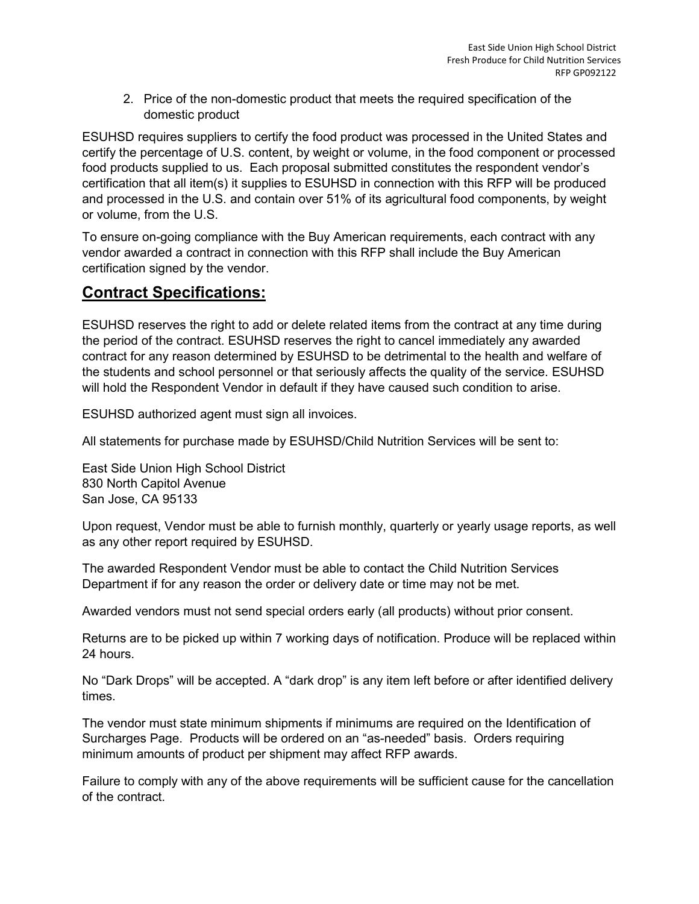2. Price of the non-domestic product that meets the required specification of the domestic product

ESUHSD requires suppliers to certify the food product was processed in the United States and certify the percentage of U.S. content, by weight or volume, in the food component or processed food products supplied to us. Each proposal submitted constitutes the respondent vendor's certification that all item(s) it supplies to ESUHSD in connection with this RFP will be produced and processed in the U.S. and contain over 51% of its agricultural food components, by weight or volume, from the U.S.

To ensure on-going compliance with the Buy American requirements, each contract with any vendor awarded a contract in connection with this RFP shall include the Buy American certification signed by the vendor.

## Contract Specifications:

ESUHSD reserves the right to add or delete related items from the contract at any time during the period of the contract. ESUHSD reserves the right to cancel immediately any awarded contract for any reason determined by ESUHSD to be detrimental to the health and welfare of the students and school personnel or that seriously affects the quality of the service. ESUHSD will hold the Respondent Vendor in default if they have caused such condition to arise.

ESUHSD authorized agent must sign all invoices.

All statements for purchase made by ESUHSD/Child Nutrition Services will be sent to:

East Side Union High School District
830 North Capitol Avenue
San Jose, CA 95133

Upon request, Vendor must be able to furnish monthly, quarterly or yearly usage reports, as well as any other report required by ESUHSD.

The awarded Respondent Vendor must be able to contact the Child Nutrition Services Department if for any reason the order or delivery date or time may not be met.

Awarded vendors must not send special orders early (all products) without prior consent.

Returns are to be picked up within 7 working days of notification. Produce will be replaced within 24 hours.

No "Dark Drops" will be accepted. A "dark drop" is any item left before or after identified delivery times.

The vendor must state minimum shipments if minimums are required on the Identification of Surcharges Page. Products will be ordered on an "as-needed" basis. Orders requiring minimum amounts of product per shipment may affect RFP awards.

Failure to comply with any of the above requirements will be sufficient cause for the cancellation of the contract.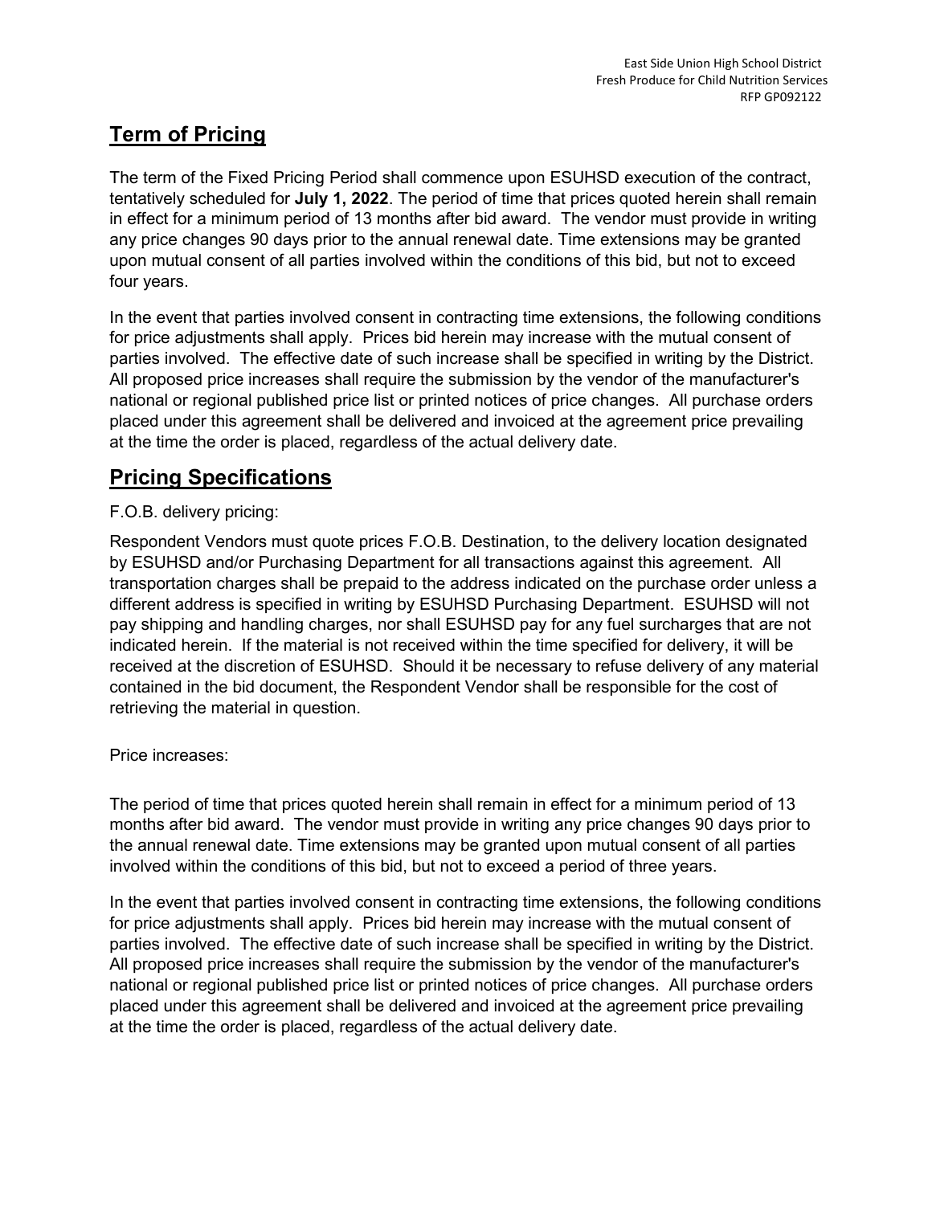## Term of Pricing

The term of the Fixed Pricing Period shall commence upon ESUHSD execution of the contract, tentatively scheduled for **July 1, 2022**. The period of time that prices quoted herein shall remain in effect for a minimum period of 13 months after bid award. The vendor must provide in writing any price changes 90 days prior to the annual renewal date. Time extensions may be granted upon mutual consent of all parties involved within the conditions of this bid, but not to exceed four years.

In the event that parties involved consent in contracting time extensions, the following conditions for price adjustments shall apply. Prices bid herein may increase with the mutual consent of parties involved. The effective date of such increase shall be specified in writing by the District. All proposed price increases shall require the submission by the vendor of the manufacturer's national or regional published price list or printed notices of price changes. All purchase orders placed under this agreement shall be delivered and invoiced at the agreement price prevailing at the time the order is placed, regardless of the actual delivery date.

## Pricing Specifications

F.O.B. delivery pricing:

Respondent Vendors must quote prices F.O.B. Destination, to the delivery location designated by ESUHSD and/or Purchasing Department for all transactions against this agreement. All transportation charges shall be prepaid to the address indicated on the purchase order unless a different address is specified in writing by ESUHSD Purchasing Department. ESUHSD will not pay shipping and handling charges, nor shall ESUHSD pay for any fuel surcharges that are not indicated herein. If the material is not received within the time specified for delivery, it will be received at the discretion of ESUHSD. Should it be necessary to refuse delivery of any material contained in the bid document, the Respondent Vendor shall be responsible for the cost of retrieving the material in question.

Price increases:

The period of time that prices quoted herein shall remain in effect for a minimum period of 13 months after bid award. The vendor must provide in writing any price changes 90 days prior to the annual renewal date. Time extensions may be granted upon mutual consent of all parties involved within the conditions of this bid, but not to exceed a period of three years.

In the event that parties involved consent in contracting time extensions, the following conditions for price adjustments shall apply. Prices bid herein may increase with the mutual consent of parties involved. The effective date of such increase shall be specified in writing by the District. All proposed price increases shall require the submission by the vendor of the manufacturer's national or regional published price list or printed notices of price changes. All purchase orders placed under this agreement shall be delivered and invoiced at the agreement price prevailing at the time the order is placed, regardless of the actual delivery date.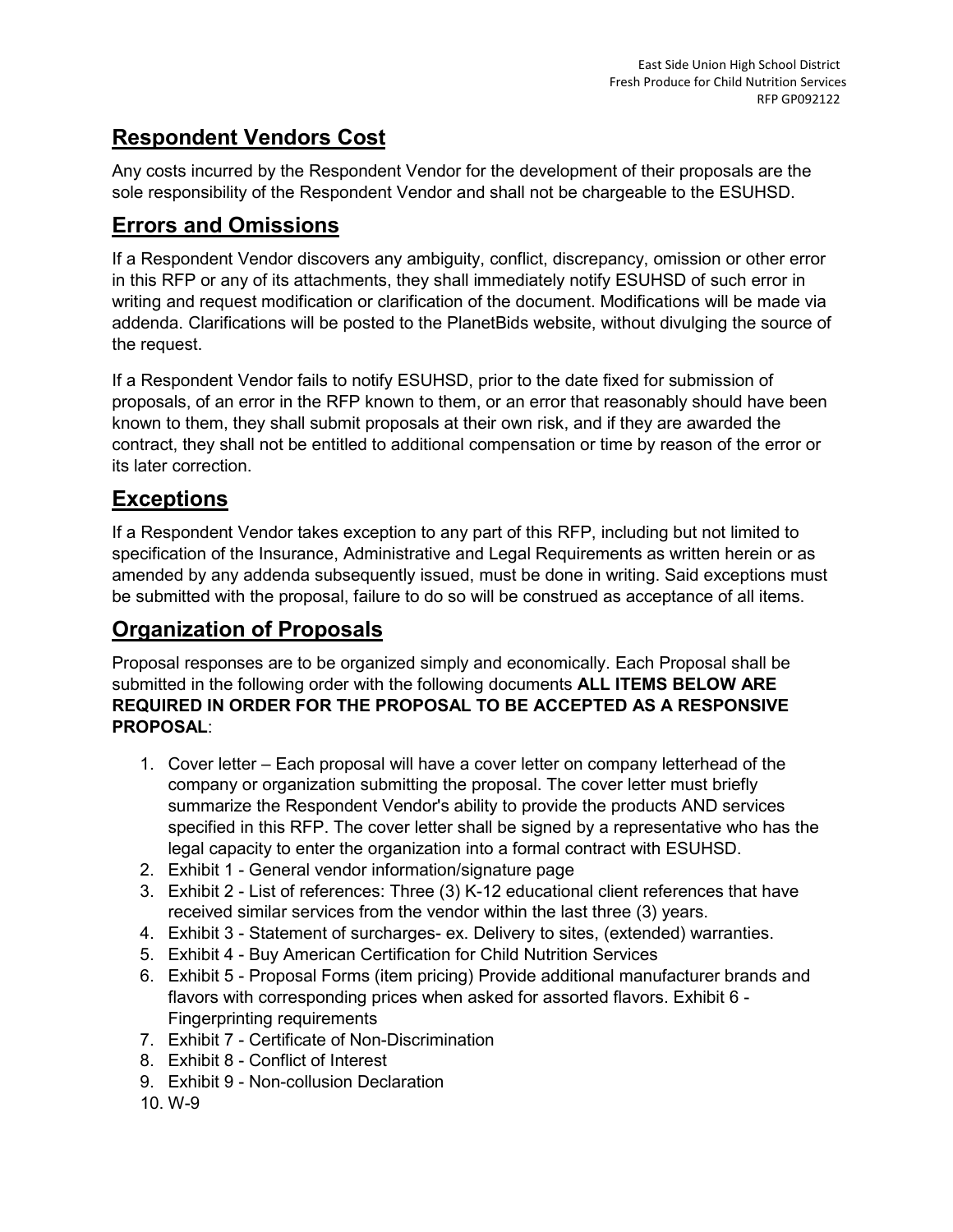## Respondent Vendors Cost

Any costs incurred by the Respondent Vendor for the development of their proposals are the sole responsibility of the Respondent Vendor and shall not be chargeable to the ESUHSD.

## Errors and Omissions

If a Respondent Vendor discovers any ambiguity, conflict, discrepancy, omission or other error in this RFP or any of its attachments, they shall immediately notify ESUHSD of such error in writing and request modification or clarification of the document. Modifications will be made via addenda. Clarifications will be posted to the PlanetBids website, without divulging the source of the request.

If a Respondent Vendor fails to notify ESUHSD, prior to the date fixed for submission of proposals, of an error in the RFP known to them, or an error that reasonably should have been known to them, they shall submit proposals at their own risk, and if they are awarded the contract, they shall not be entitled to additional compensation or time by reason of the error or its later correction.

## Exceptions

If a Respondent Vendor takes exception to any part of this RFP, including but not limited to specification of the Insurance, Administrative and Legal Requirements as written herein or as amended by any addenda subsequently issued, must be done in writing. Said exceptions must be submitted with the proposal, failure to do so will be construed as acceptance of all items.

## Organization of Proposals

Proposal responses are to be organized simply and economically. Each Proposal shall be submitted in the following order with the following documents **ALL ITEMS BELOW ARE REQUIRED IN ORDER FOR THE PROPOSAL TO BE ACCEPTED AS A RESPONSIVE PROPOSAL**:

1. Cover letter – Each proposal will have a cover letter on company letterhead of the company or organization submitting the proposal. The cover letter must briefly summarize the Respondent Vendor's ability to provide the products AND services specified in this RFP. The cover letter shall be signed by a representative who has the legal capacity to enter the organization into a formal contract with ESUHSD.
2. Exhibit 1 - General vendor information/signature page
3. Exhibit 2 - List of references: Three (3) K-12 educational client references that have received similar services from the vendor within the last three (3) years.
4. Exhibit 3 - Statement of surcharges- ex. Delivery to sites, (extended) warranties.
5. Exhibit 4 - Buy American Certification for Child Nutrition Services
6. Exhibit 5 - Proposal Forms (item pricing) Provide additional manufacturer brands and flavors with corresponding prices when asked for assorted flavors. Exhibit 6 - Fingerprinting requirements
7. Exhibit 7 - Certificate of Non-Discrimination
8. Exhibit 8 - Conflict of Interest
9. Exhibit 9 - Non-collusion Declaration
10. W-9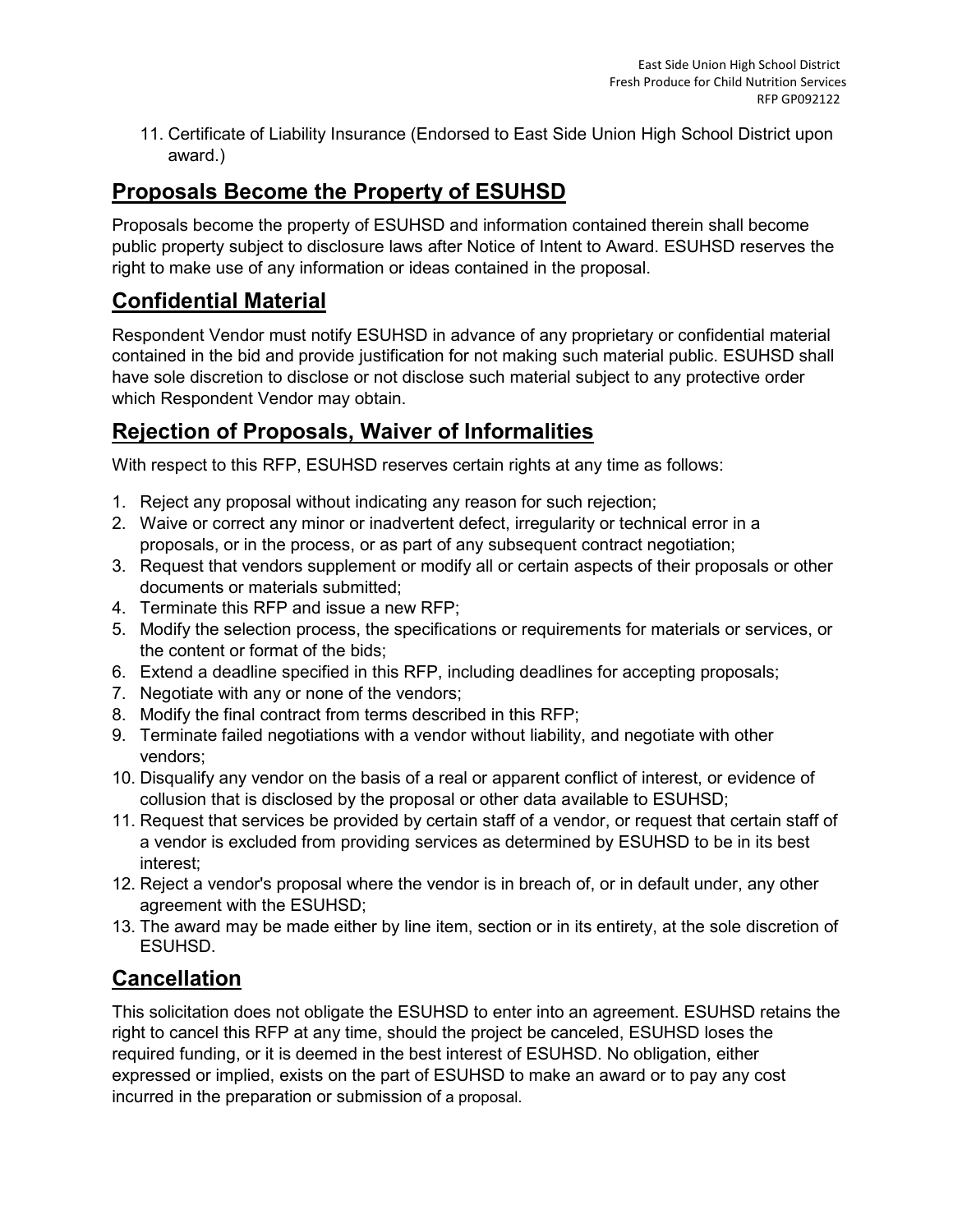11. Certificate of Liability Insurance (Endorsed to East Side Union High School District upon award.)

## Proposals Become the Property of ESUHSD

Proposals become the property of ESUHSD and information contained therein shall become public property subject to disclosure laws after Notice of Intent to Award. ESUHSD reserves the right to make use of any information or ideas contained in the proposal.

## Confidential Material

Respondent Vendor must notify ESUHSD in advance of any proprietary or confidential material contained in the bid and provide justification for not making such material public. ESUHSD shall have sole discretion to disclose or not disclose such material subject to any protective order which Respondent Vendor may obtain.

## Rejection of Proposals, Waiver of Informalities

With respect to this RFP, ESUHSD reserves certain rights at any time as follows:

1. Reject any proposal without indicating any reason for such rejection;
2. Waive or correct any minor or inadvertent defect, irregularity or technical error in a proposals, or in the process, or as part of any subsequent contract negotiation;
3. Request that vendors supplement or modify all or certain aspects of their proposals or other documents or materials submitted;
4. Terminate this RFP and issue a new RFP;
5. Modify the selection process, the specifications or requirements for materials or services, or the content or format of the bids;
6. Extend a deadline specified in this RFP, including deadlines for accepting proposals;
7. Negotiate with any or none of the vendors;
8. Modify the final contract from terms described in this RFP;
9. Terminate failed negotiations with a vendor without liability, and negotiate with other vendors;
10. Disqualify any vendor on the basis of a real or apparent conflict of interest, or evidence of collusion that is disclosed by the proposal or other data available to ESUHSD;
11. Request that services be provided by certain staff of a vendor, or request that certain staff of a vendor is excluded from providing services as determined by ESUHSD to be in its best interest;
12. Reject a vendor's proposal where the vendor is in breach of, or in default under, any other agreement with the ESUHSD;
13. The award may be made either by line item, section or in its entirety, at the sole discretion of ESUHSD.

## Cancellation

This solicitation does not obligate the ESUHSD to enter into an agreement. ESUHSD retains the right to cancel this RFP at any time, should the project be canceled, ESUHSD loses the required funding, or it is deemed in the best interest of ESUHSD. No obligation, either expressed or implied, exists on the part of ESUHSD to make an award or to pay any cost incurred in the preparation or submission of a proposal.